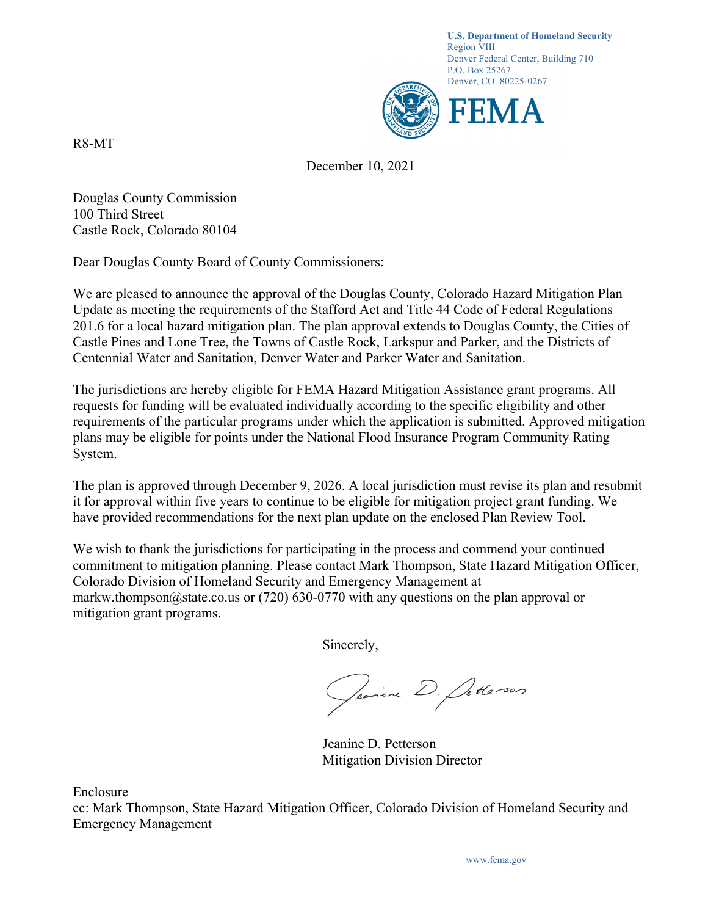U.S. Department of Homeland Security
Region VIII
Denver Federal Center, Building 710
P.O. Box 25267
Denver, CO 80225-0267

FEMA

R8-MT

December 10, 2021

Douglas County Commission
100 Third Street
Castle Rock, Colorado 80104

Dear Douglas County Board of County Commissioners:

We are pleased to announce the approval of the Douglas County, Colorado Hazard Mitigation Plan Update as meeting the requirements of the Stafford Act and Title 44 Code of Federal Regulations 201.6 for a local hazard mitigation plan. The plan approval extends to Douglas County, the Cities of Castle Pines and Lone Tree, the Towns of Castle Rock, Larkspur and Parker, and the Districts of Centennial Water and Sanitation, Denver Water and Parker Water and Sanitation.

The jurisdictions are hereby eligible for FEMA Hazard Mitigation Assistance grant programs. All requests for funding will be evaluated individually according to the specific eligibility and other requirements of the particular programs under which the application is submitted. Approved mitigation plans may be eligible for points under the National Flood Insurance Program Community Rating System.

The plan is approved through December 9, 2026. A local jurisdiction must revise its plan and resubmit it for approval within five years to continue to be eligible for mitigation project grant funding. We have provided recommendations for the next plan update on the enclosed Plan Review Tool.

We wish to thank the jurisdictions for participating in the process and commend your continued commitment to mitigation planning. Please contact Mark Thompson, State Hazard Mitigation Officer, Colorado Division of Homeland Security and Emergency Management at markw.thompson@state.co.us or (720) 630-0770 with any questions on the plan approval or mitigation grant programs.

Sincerely,

Jeanine D. Petterson
Mitigation Division Director

Enclosure
cc: Mark Thompson, State Hazard Mitigation Officer, Colorado Division of Homeland Security and Emergency Management

www.fema.gov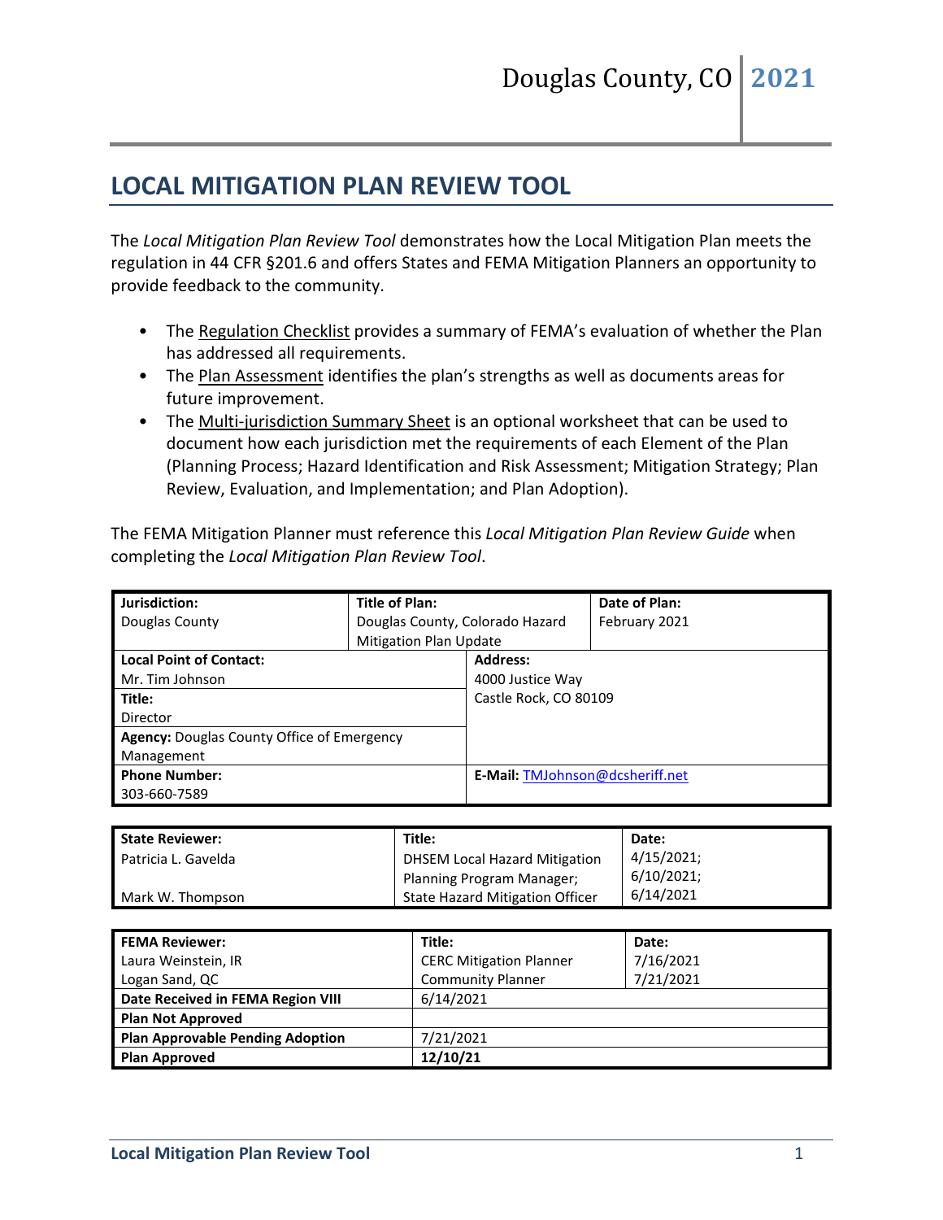# LOCAL MITIGATION PLAN REVIEW TOOL

The *Local Mitigation Plan Review Tool* demonstrates how the Local Mitigation Plan meets the regulation in 44 CFR §201.6 and offers States and FEMA Mitigation Planners an opportunity to provide feedback to the community.

- The Regulation Checklist provides a summary of FEMA's evaluation of whether the Plan has addressed all requirements.
- The Plan Assessment identifies the plan's strengths as well as documents areas for future improvement.
- The Multi-jurisdiction Summary Sheet is an optional worksheet that can be used to document how each jurisdiction met the requirements of each Element of the Plan (Planning Process; Hazard Identification and Risk Assessment; Mitigation Strategy; Plan Review, Evaluation, and Implementation; and Plan Adoption).

The FEMA Mitigation Planner must reference this *Local Mitigation Plan Review Guide* when completing the *Local Mitigation Plan Review Tool*.

| **Jurisdiction:** Douglas County | **Title of Plan:** Douglas County, Colorado Hazard Mitigation Plan Update | **Date of Plan:** February 2021 |
|---|---|---|
| **Local Point of Contact:** Mr. Tim Johnson | **Address:** 4000 Justice Way Castle Rock, CO 80109 | |
| **Title:** Director | | |
| **Agency:** Douglas County Office of Emergency Management | | |
| **Phone Number:** 303-660-7589 | **E-Mail:** TMJohnson@dcsheriff.net | |

| **State Reviewer:** | **Title:** | **Date:** |
|---|---|---|
| Patricia L. Gavelda<br>Mark W. Thompson | DHSEM Local Hazard Mitigation Planning Program Manager;<br>State Hazard Mitigation Officer | 4/15/2021;<br>6/10/2021;<br>6/14/2021 |

| **FEMA Reviewer:** | **Title:** | **Date:** |
|---|---|---|
| Laura Weinstein, IR<br>Logan Sand, QC | CERC Mitigation Planner<br>Community Planner | 7/16/2021<br>7/21/2021 |
| **Date Received in FEMA Region VIII** | 6/14/2021 | |
| **Plan Not Approved** | | |
| **Plan Approvable Pending Adoption** | 7/21/2021 | |
| **Plan Approved** | **12/10/21** | |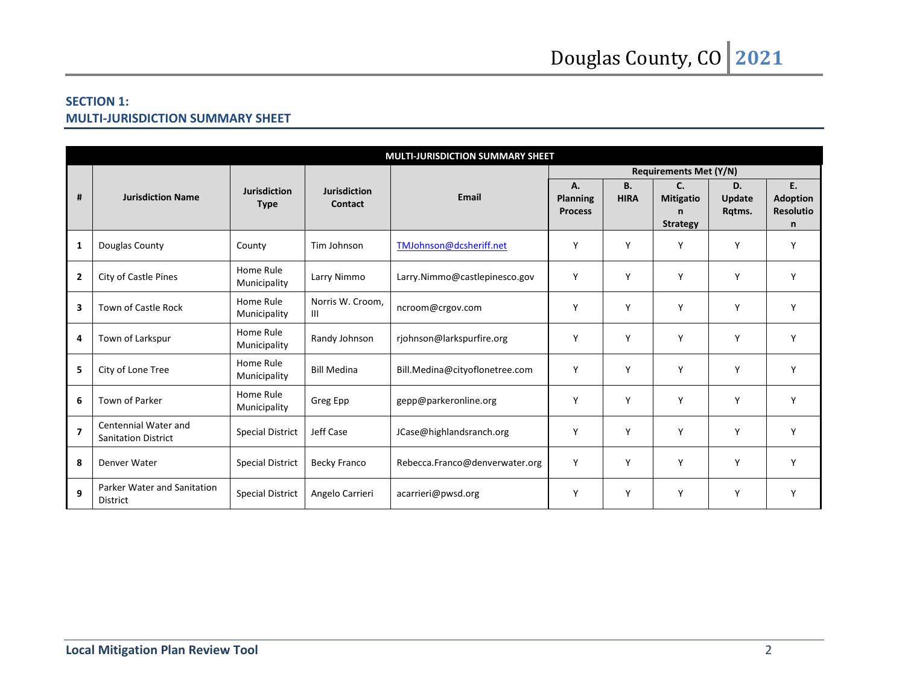## SECTION 1: MULTI-JURISDICTION SUMMARY SHEET

| MULTI-JURISDICTION SUMMARY SHEET | | | | | | | | | |
|---|---|---|---|---|---|---|---|---|---|
| # | Jurisdiction Name | Jurisdiction Type | Jurisdiction Contact | Email | Requirements Met (Y/N) | | | | |
| | | | | | A. Planning Process | B. HIRA | C. Mitigation Strategy | D. Update Rqtms. | E. Adoption Resolution |
| 1 | Douglas County | County | Tim Johnson | TMJohnson@dcsheriff.net | Y | Y | Y | Y | Y |
| 2 | City of Castle Pines | Home Rule Municipality | Larry Nimmo | Larry.Nimmo@castlepinesco.gov | Y | Y | Y | Y | Y |
| 3 | Town of Castle Rock | Home Rule Municipality | Norris W. Croom, III | ncroom@crgov.com | Y | Y | Y | Y | Y |
| 4 | Town of Larkspur | Home Rule Municipality | Randy Johnson | rjohnson@larkspurfire.org | Y | Y | Y | Y | Y |
| 5 | City of Lone Tree | Home Rule Municipality | Bill Medina | Bill.Medina@cityoflonetree.com | Y | Y | Y | Y | Y |
| 6 | Town of Parker | Home Rule Municipality | Greg Epp | gepp@parkeronline.org | Y | Y | Y | Y | Y |
| 7 | Centennial Water and Sanitation District | Special District | Jeff Case | JCase@highlandsranch.org | Y | Y | Y | Y | Y |
| 8 | Denver Water | Special District | Becky Franco | Rebecca.Franco@denverwater.org | Y | Y | Y | Y | Y |
| 9 | Parker Water and Sanitation District | Special District | Angelo Carrieri | acarrieri@pwsd.org | Y | Y | Y | Y | Y |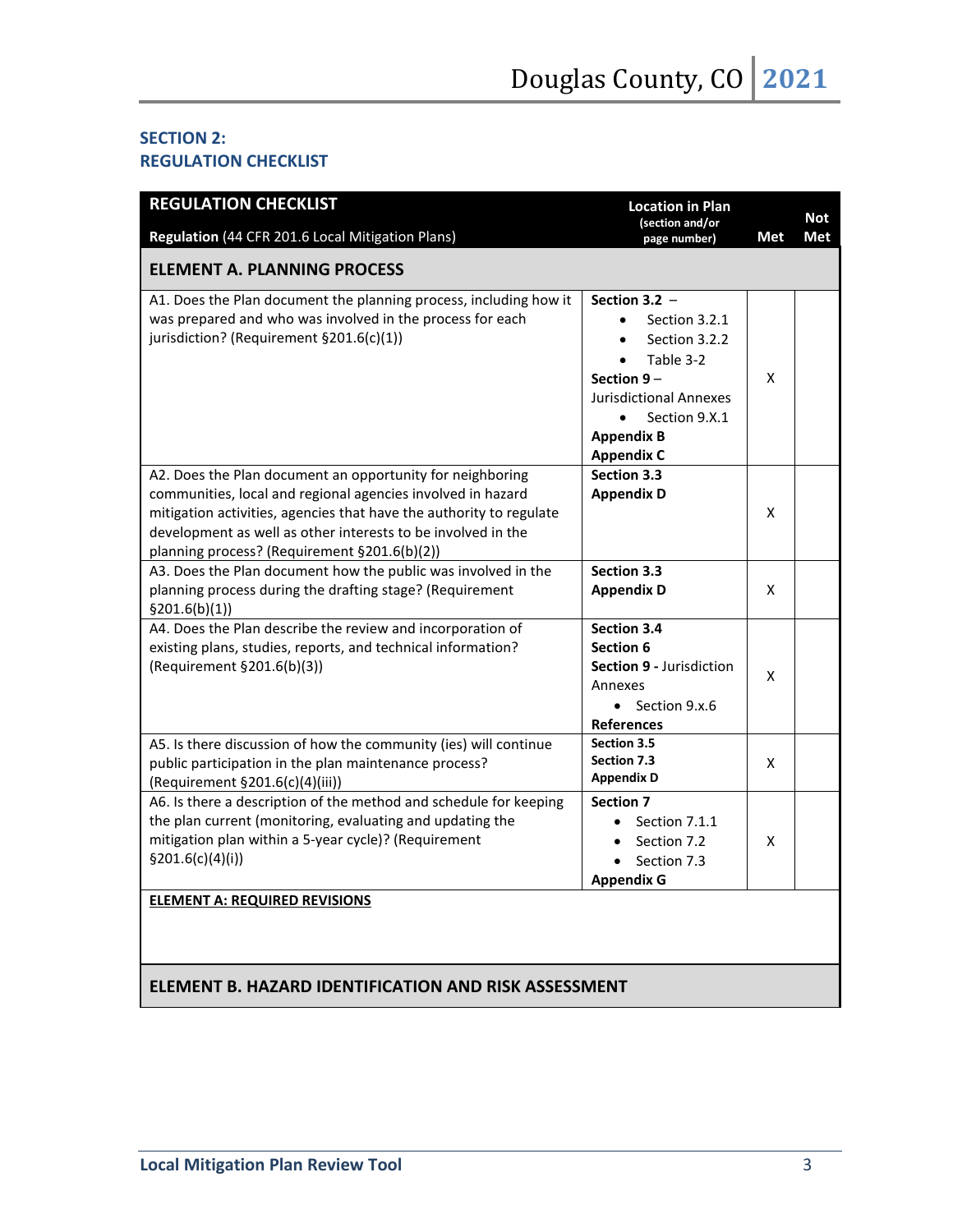## SECTION 2: REGULATION CHECKLIST

| REGULATION CHECKLIST<br>**Regulation** (44 CFR 201.6 Local Mitigation Plans) | Location in Plan (section and/or page number) | Met | Not Met |
|---|---|---|---|
| **ELEMENT A. PLANNING PROCESS** | | | |
| A1. Does the Plan document the planning process, including how it was prepared and who was involved in the process for each jurisdiction? (Requirement §201.6(c)(1)) | **Section 3.2** – <br>• Section 3.2.1<br>• Section 3.2.2<br>• Table 3-2<br>**Section 9** – Jurisdictional Annexes<br>• Section 9.X.1<br>**Appendix B**<br>**Appendix C** | X | |
| A2. Does the Plan document an opportunity for neighboring communities, local and regional agencies involved in hazard mitigation activities, agencies that have the authority to regulate development as well as other interests to be involved in the planning process? (Requirement §201.6(b)(2)) | **Section 3.3**<br>**Appendix D** | X | |
| A3. Does the Plan document how the public was involved in the planning process during the drafting stage? (Requirement §201.6(b)(1)) | **Section 3.3**<br>**Appendix D** | X | |
| A4. Does the Plan describe the review and incorporation of existing plans, studies, reports, and technical information? (Requirement §201.6(b)(3)) | **Section 3.4**<br>**Section 6**<br>**Section 9 -** Jurisdiction Annexes<br>• Section 9.x.6<br>**References** | X | |
| A5. Is there discussion of how the community (ies) will continue public participation in the plan maintenance process? (Requirement §201.6(c)(4)(iii)) | **Section 3.5**<br>**Section 7.3**<br>**Appendix D** | X | |
| A6. Is there a description of the method and schedule for keeping the plan current (monitoring, evaluating and updating the mitigation plan within a 5-year cycle)? (Requirement §201.6(c)(4)(i)) | **Section 7**<br>• Section 7.1.1<br>• Section 7.2<br>• Section 7.3<br>**Appendix G** | X | |
| **ELEMENT A: REQUIRED REVISIONS** | | | |
| **ELEMENT B. HAZARD IDENTIFICATION AND RISK ASSESSMENT** | | | |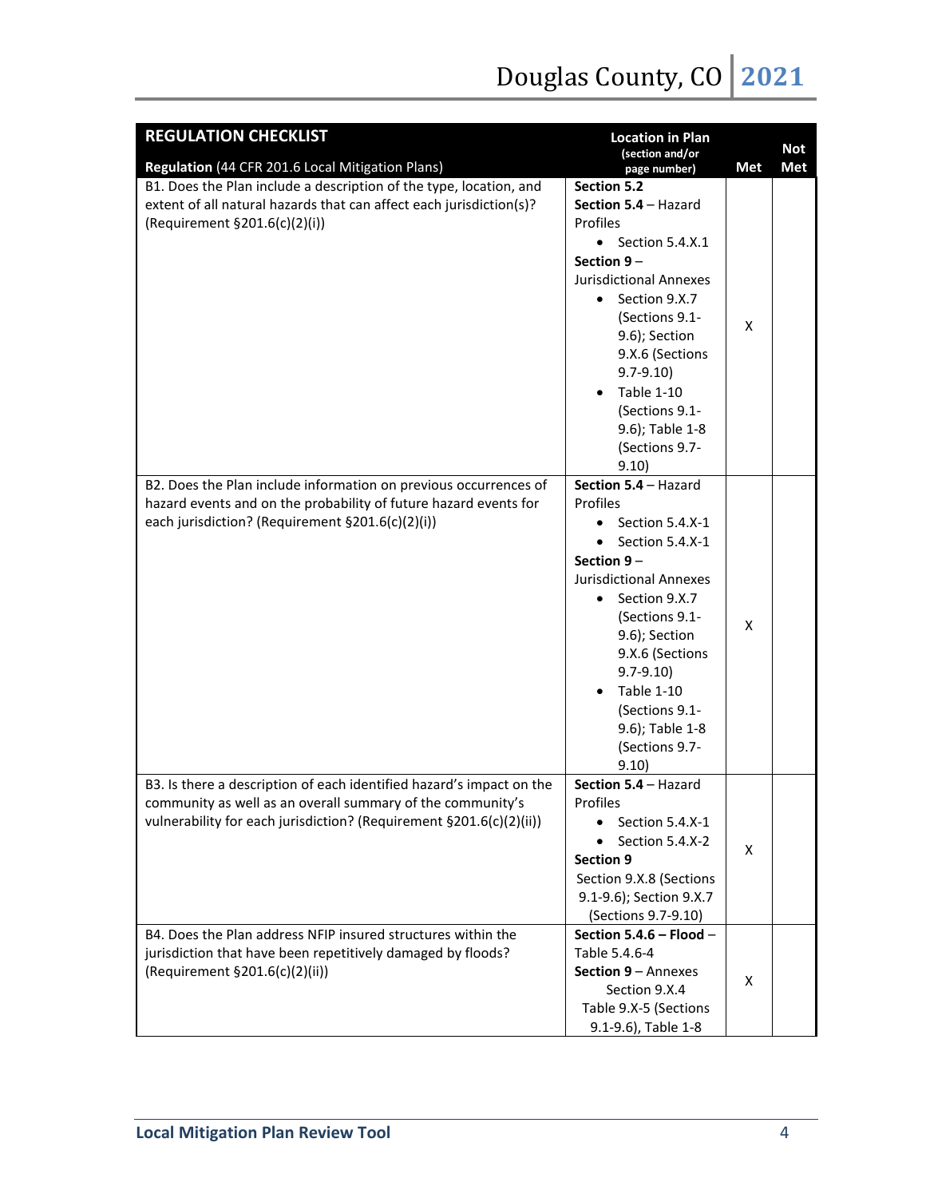| REGULATION CHECKLIST<br>**Regulation** (44 CFR 201.6 Local Mitigation Plans) | Location in Plan (section and/or page number) | Met | Not Met |
|---|---|---|---|
| B1. Does the Plan include a description of the type, location, and extent of all natural hazards that can affect each jurisdiction(s)? (Requirement §201.6(c)(2)(i)) | **Section 5.2**<br>**Section 5.4** – Hazard Profiles<br>• Section 5.4.X.1<br>**Section 9** – Jurisdictional Annexes<br>• Section 9.X.7 (Sections 9.1-9.6); Section 9.X.6 (Sections 9.7-9.10)<br>• Table 1-10 (Sections 9.1-9.6); Table 1-8 (Sections 9.7-9.10) | X | |
| B2. Does the Plan include information on previous occurrences of hazard events and on the probability of future hazard events for each jurisdiction? (Requirement §201.6(c)(2)(i)) | **Section 5.4** – Hazard Profiles<br>• Section 5.4.X-1<br>• Section 5.4.X-1<br>**Section 9** – Jurisdictional Annexes<br>• Section 9.X.7 (Sections 9.1-9.6); Section 9.X.6 (Sections 9.7-9.10)<br>• Table 1-10 (Sections 9.1-9.6); Table 1-8 (Sections 9.7-9.10) | X | |
| B3. Is there a description of each identified hazard's impact on the community as well as an overall summary of the community's vulnerability for each jurisdiction? (Requirement §201.6(c)(2)(ii)) | **Section 5.4** – Hazard Profiles<br>• Section 5.4.X-1<br>• Section 5.4.X-2<br>**Section 9**<br>Section 9.X.8 (Sections 9.1-9.6); Section 9.X.7 (Sections 9.7-9.10) | X | |
| B4. Does the Plan address NFIP insured structures within the jurisdiction that have been repetitively damaged by floods? (Requirement §201.6(c)(2)(ii)) | **Section 5.4.6 – Flood** – Table 5.4.6-4<br>**Section 9** – Annexes<br>Section 9.X.4<br>Table 9.X-5 (Sections 9.1-9.6), Table 1-8 | X | |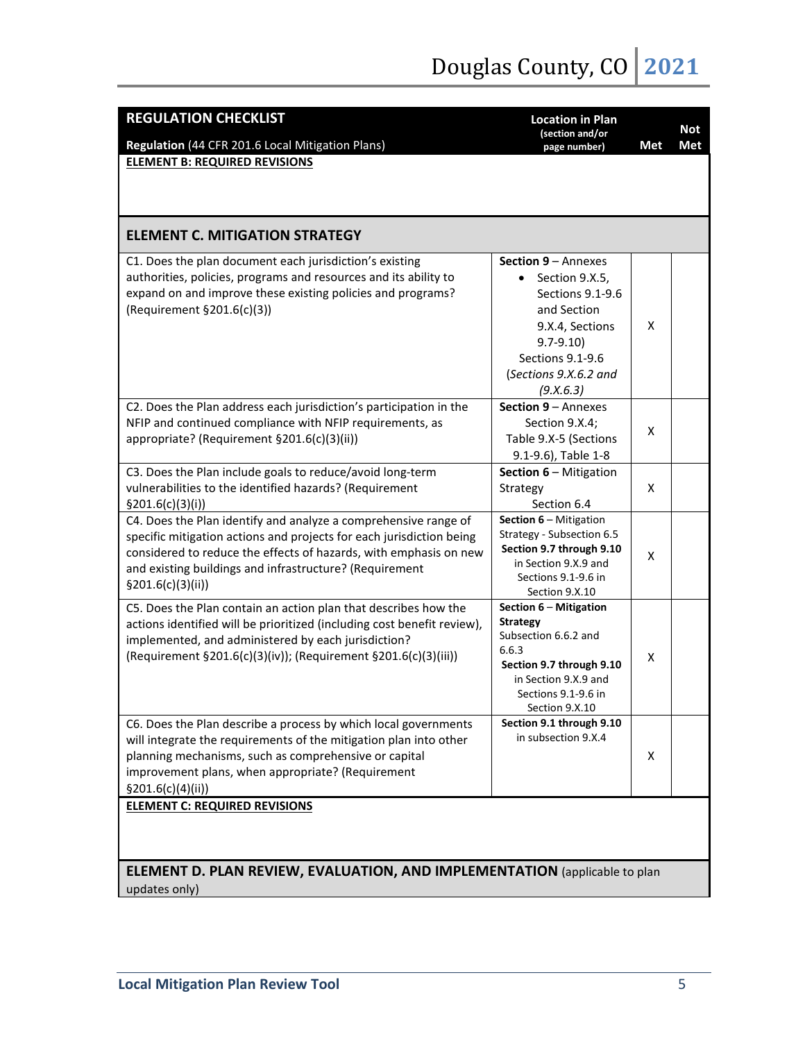| REGULATION CHECKLIST<br>**Regulation** (44 CFR 201.6 Local Mitigation Plans) | Location in Plan (section and/or page number) | Met | Not Met |
|---|---|---|---|
| **ELEMENT B: REQUIRED REVISIONS** | | | |
| **ELEMENT C. MITIGATION STRATEGY** | | | |
| C1. Does the plan document each jurisdiction's existing authorities, policies, programs and resources and its ability to expand on and improve these existing policies and programs? (Requirement §201.6(c)(3)) | **Section 9** – Annexes<br>• Section 9.X.5, Sections 9.1-9.6 and Section 9.X.4, Sections 9.7-9.10)<br>Sections 9.1-9.6 (*Sections 9.X.6.2 and (9.X.6.3)* | X | |
| C2. Does the Plan address each jurisdiction's participation in the NFIP and continued compliance with NFIP requirements, as appropriate? (Requirement §201.6(c)(3)(ii)) | **Section 9** – Annexes Section 9.X.4; Table 9.X-5 (Sections 9.1-9.6), Table 1-8 | X | |
| C3. Does the Plan include goals to reduce/avoid long-term vulnerabilities to the identified hazards? (Requirement §201.6(c)(3)(i)) | **Section 6** – Mitigation Strategy<br>Section 6.4 | X | |
| C4. Does the Plan identify and analyze a comprehensive range of specific mitigation actions and projects for each jurisdiction being considered to reduce the effects of hazards, with emphasis on new and existing buildings and infrastructure? (Requirement §201.6(c)(3)(ii)) | **Section 6** – Mitigation Strategy - Subsection 6.5<br>**Section 9.7 through 9.10** in Section 9.X.9 and Sections 9.1-9.6 in Section 9.X.10 | X | |
| C5. Does the Plan contain an action plan that describes how the actions identified will be prioritized (including cost benefit review), implemented, and administered by each jurisdiction? (Requirement §201.6(c)(3)(iv)); (Requirement §201.6(c)(3)(iii)) | **Section 6** – **Mitigation Strategy**<br>Subsection 6.6.2 and 6.6.3<br>**Section 9.7 through 9.10** in Section 9.X.9 and Sections 9.1-9.6 in Section 9.X.10 | X | |
| C6. Does the Plan describe a process by which local governments will integrate the requirements of the mitigation plan into other planning mechanisms, such as comprehensive or capital improvement plans, when appropriate? (Requirement §201.6(c)(4)(ii)) | **Section 9.1 through 9.10** in subsection 9.X.4 | X | |
| **ELEMENT C: REQUIRED REVISIONS** | | | |
| **ELEMENT D. PLAN REVIEW, EVALUATION, AND IMPLEMENTATION** (applicable to plan updates only) | | | |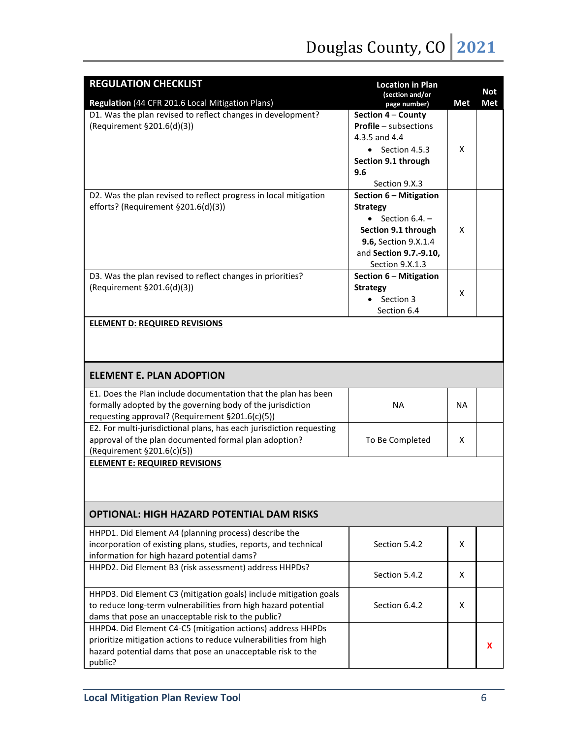| **REGULATION CHECKLIST**<br>**Regulation** (44 CFR 201.6 Local Mitigation Plans) | **Location in Plan (section and/or page number)** | **Met** | **Not Met** |
|---|---|---|---|
| D1. Was the plan revised to reflect changes in development? (Requirement §201.6(d)(3)) | **Section 4** – **County Profile** – subsections 4.3.5 and 4.4<br>• Section 4.5.3<br>**Section 9.1 through 9.6**<br>Section 9.X.3 | X | |
| D2. Was the plan revised to reflect progress in local mitigation efforts? (Requirement §201.6(d)(3)) | **Section 6 – Mitigation Strategy**<br>• Section 6.4. –<br>**Section 9.1 through 9.6,** Section 9.X.1.4 and **Section 9.7.-9.10,** Section 9.X.1.3 | X | |
| D3. Was the plan revised to reflect changes in priorities? (Requirement §201.6(d)(3)) | **Section 6** – **Mitigation Strategy**<br>• Section 3<br>Section 6.4 | X | |
| **ELEMENT D: REQUIRED REVISIONS** | | | |
| **ELEMENT E. PLAN ADOPTION** | | | |
| E1. Does the Plan include documentation that the plan has been formally adopted by the governing body of the jurisdiction requesting approval? (Requirement §201.6(c)(5)) | NA | NA | |
| E2. For multi-jurisdictional plans, has each jurisdiction requesting approval of the plan documented formal plan adoption? (Requirement §201.6(c)(5)) | To Be Completed | X | |
| **ELEMENT E: REQUIRED REVISIONS** | | | |
| **OPTIONAL: HIGH HAZARD POTENTIAL DAM RISKS** | | | |
| HHPD1. Did Element A4 (planning process) describe the incorporation of existing plans, studies, reports, and technical information for high hazard potential dams? | Section 5.4.2 | X | |
| HHPD2. Did Element B3 (risk assessment) address HHPDs? | Section 5.4.2 | X | |
| HHPD3. Did Element C3 (mitigation goals) include mitigation goals to reduce long-term vulnerabilities from high hazard potential dams that pose an unacceptable risk to the public? | Section 6.4.2 | X | |
| HHPD4. Did Element C4-C5 (mitigation actions) address HHPDs prioritize mitigation actions to reduce vulnerabilities from high hazard potential dams that pose an unacceptable risk to the public? | | | X |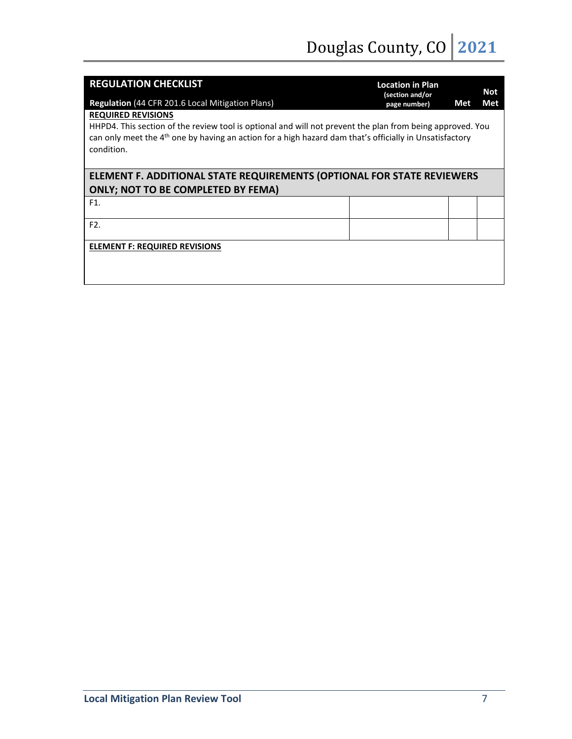| REGULATION CHECKLIST<br>**Regulation** (44 CFR 201.6 Local Mitigation Plans) | Location in Plan (section and/or page number) | Met | Not Met |
|---|---|---|---|
| **REQUIRED REVISIONS**<br>HHPD4. This section of the review tool is optional and will not prevent the plan from being approved. You can only meet the 4th one by having an action for a high hazard dam that's officially in Unsatisfactory condition. | | | |
| **ELEMENT F. ADDITIONAL STATE REQUIREMENTS (OPTIONAL FOR STATE REVIEWERS ONLY; NOT TO BE COMPLETED BY FEMA)** | | | |
| F1. | | | |
| F2. | | | |
| **ELEMENT F: REQUIRED REVISIONS** | | | |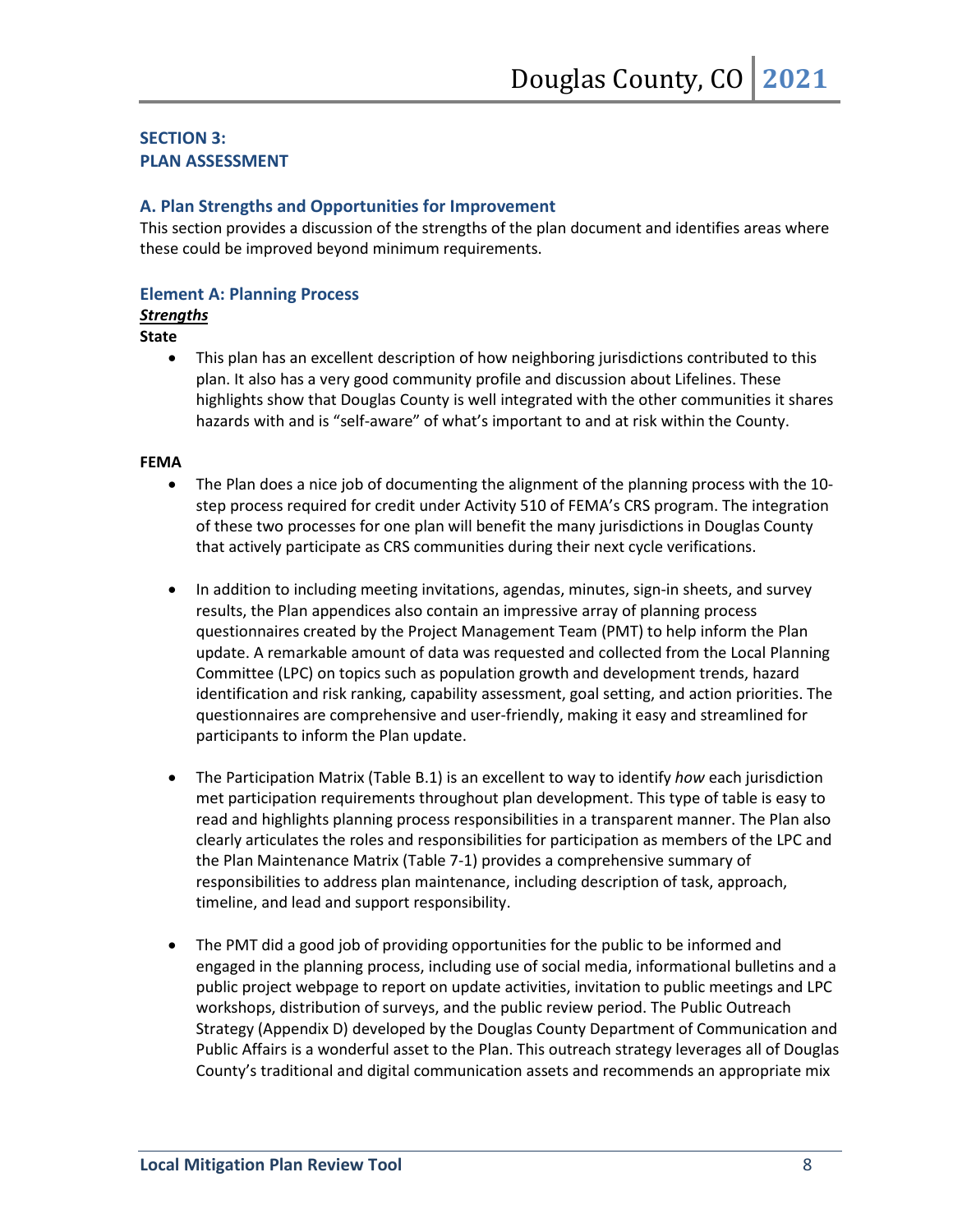## SECTION 3: PLAN ASSESSMENT

### A. Plan Strengths and Opportunities for Improvement

This section provides a discussion of the strengths of the plan document and identifies areas where these could be improved beyond minimum requirements.

### Element A: Planning Process

***Strengths***

**State**

- This plan has an excellent description of how neighboring jurisdictions contributed to this plan. It also has a very good community profile and discussion about Lifelines. These highlights show that Douglas County is well integrated with the other communities it shares hazards with and is "self-aware" of what's important to and at risk within the County.

**FEMA**

- The Plan does a nice job of documenting the alignment of the planning process with the 10-step process required for credit under Activity 510 of FEMA's CRS program. The integration of these two processes for one plan will benefit the many jurisdictions in Douglas County that actively participate as CRS communities during their next cycle verifications.

- In addition to including meeting invitations, agendas, minutes, sign-in sheets, and survey results, the Plan appendices also contain an impressive array of planning process questionnaires created by the Project Management Team (PMT) to help inform the Plan update. A remarkable amount of data was requested and collected from the Local Planning Committee (LPC) on topics such as population growth and development trends, hazard identification and risk ranking, capability assessment, goal setting, and action priorities. The questionnaires are comprehensive and user-friendly, making it easy and streamlined for participants to inform the Plan update.

- The Participation Matrix (Table B.1) is an excellent to way to identify *how* each jurisdiction met participation requirements throughout plan development. This type of table is easy to read and highlights planning process responsibilities in a transparent manner. The Plan also clearly articulates the roles and responsibilities for participation as members of the LPC and the Plan Maintenance Matrix (Table 7-1) provides a comprehensive summary of responsibilities to address plan maintenance, including description of task, approach, timeline, and lead and support responsibility.

- The PMT did a good job of providing opportunities for the public to be informed and engaged in the planning process, including use of social media, informational bulletins and a public project webpage to report on update activities, invitation to public meetings and LPC workshops, distribution of surveys, and the public review period. The Public Outreach Strategy (Appendix D) developed by the Douglas County Department of Communication and Public Affairs is a wonderful asset to the Plan. This outreach strategy leverages all of Douglas County's traditional and digital communication assets and recommends an appropriate mix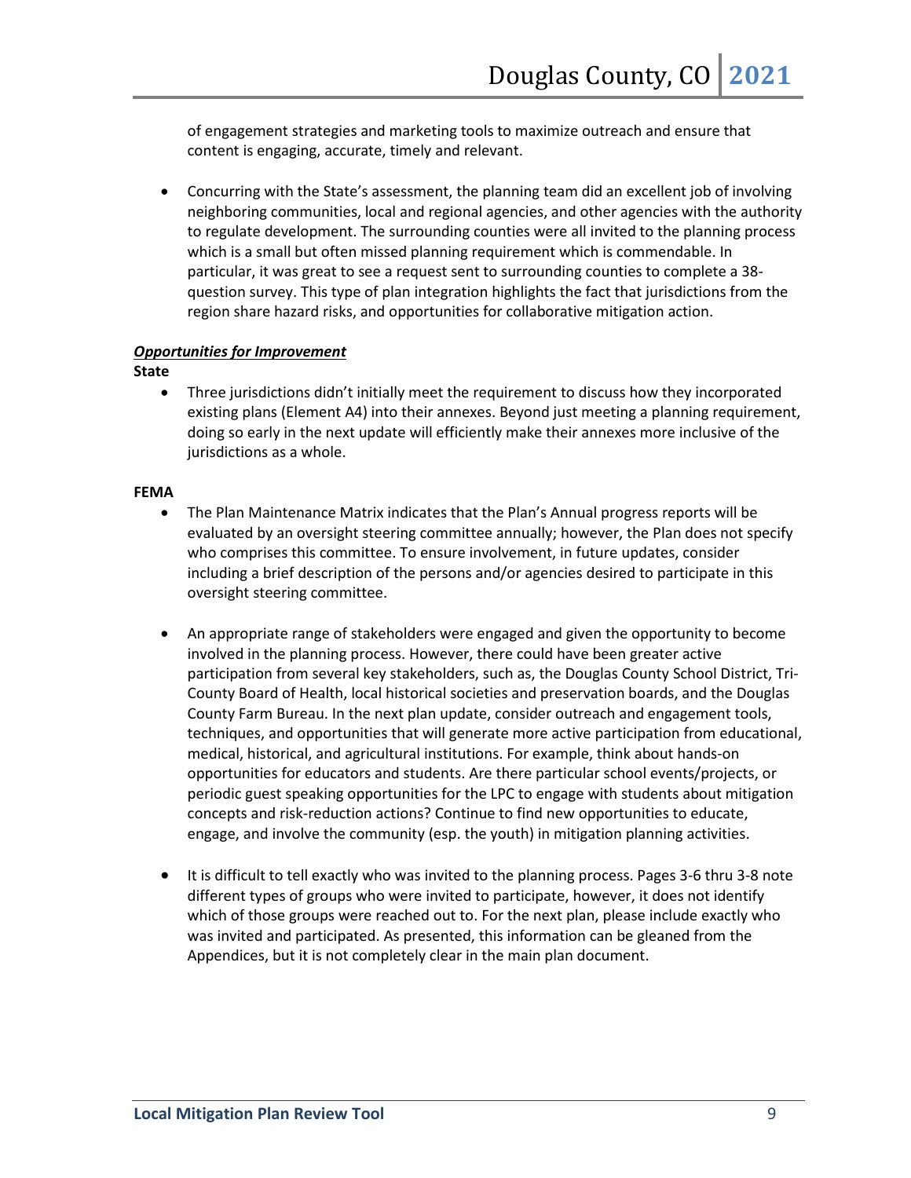of engagement strategies and marketing tools to maximize outreach and ensure that content is engaging, accurate, timely and relevant.

- Concurring with the State's assessment, the planning team did an excellent job of involving neighboring communities, local and regional agencies, and other agencies with the authority to regulate development. The surrounding counties were all invited to the planning process which is a small but often missed planning requirement which is commendable. In particular, it was great to see a request sent to surrounding counties to complete a 38-question survey. This type of plan integration highlights the fact that jurisdictions from the region share hazard risks, and opportunities for collaborative mitigation action.

***Opportunities for Improvement***

**State**

- Three jurisdictions didn't initially meet the requirement to discuss how they incorporated existing plans (Element A4) into their annexes. Beyond just meeting a planning requirement, doing so early in the next update will efficiently make their annexes more inclusive of the jurisdictions as a whole.

**FEMA**

- The Plan Maintenance Matrix indicates that the Plan's Annual progress reports will be evaluated by an oversight steering committee annually; however, the Plan does not specify who comprises this committee. To ensure involvement, in future updates, consider including a brief description of the persons and/or agencies desired to participate in this oversight steering committee.

- An appropriate range of stakeholders were engaged and given the opportunity to become involved in the planning process. However, there could have been greater active participation from several key stakeholders, such as, the Douglas County School District, Tri-County Board of Health, local historical societies and preservation boards, and the Douglas County Farm Bureau. In the next plan update, consider outreach and engagement tools, techniques, and opportunities that will generate more active participation from educational, medical, historical, and agricultural institutions. For example, think about hands-on opportunities for educators and students. Are there particular school events/projects, or periodic guest speaking opportunities for the LPC to engage with students about mitigation concepts and risk-reduction actions? Continue to find new opportunities to educate, engage, and involve the community (esp. the youth) in mitigation planning activities.

- It is difficult to tell exactly who was invited to the planning process. Pages 3-6 thru 3-8 note different types of groups who were invited to participate, however, it does not identify which of those groups were reached out to. For the next plan, please include exactly who was invited and participated. As presented, this information can be gleaned from the Appendices, but it is not completely clear in the main plan document.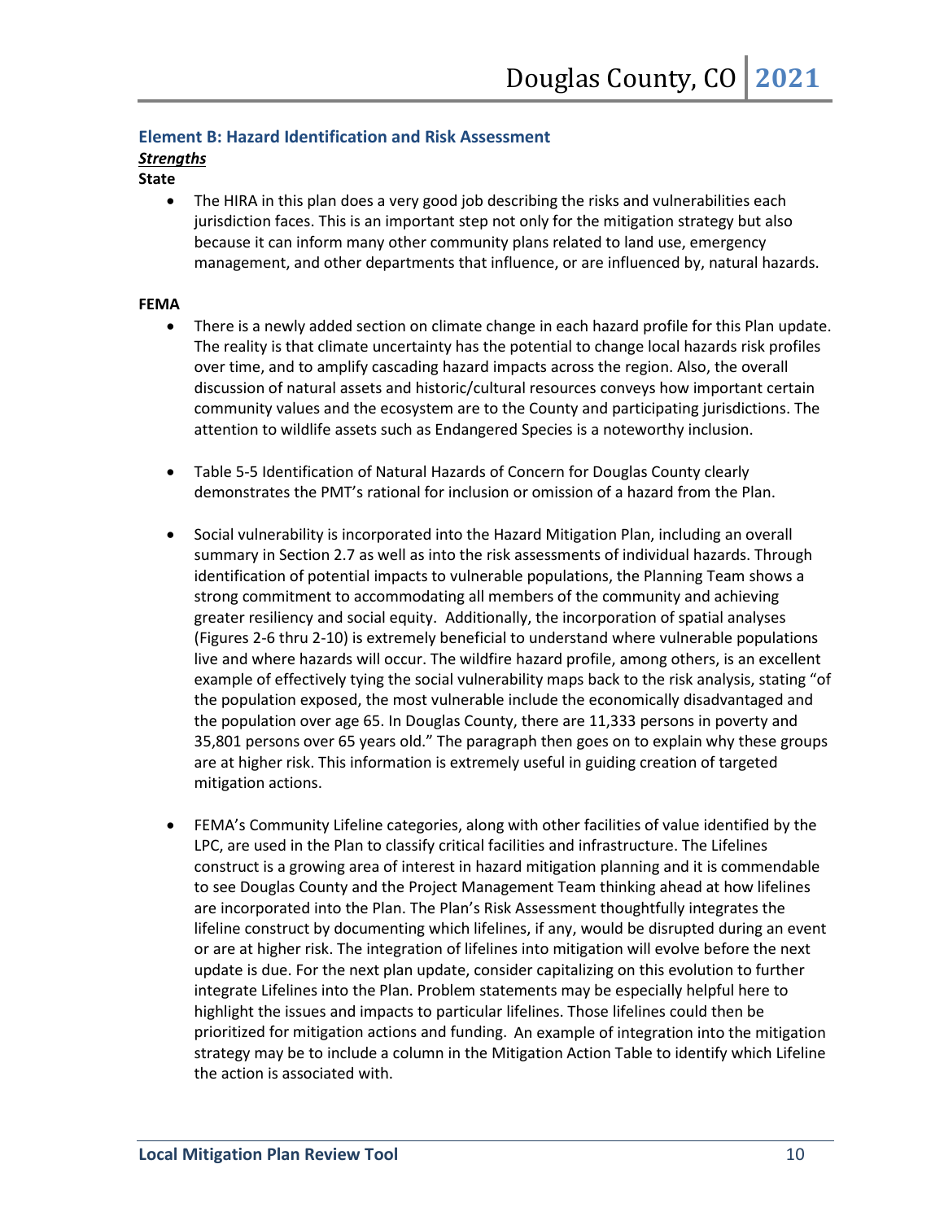### Element B: Hazard Identification and Risk Assessment

***Strengths***

**State**

- The HIRA in this plan does a very good job describing the risks and vulnerabilities each jurisdiction faces. This is an important step not only for the mitigation strategy but also because it can inform many other community plans related to land use, emergency management, and other departments that influence, or are influenced by, natural hazards.

**FEMA**

- There is a newly added section on climate change in each hazard profile for this Plan update. The reality is that climate uncertainty has the potential to change local hazards risk profiles over time, and to amplify cascading hazard impacts across the region. Also, the overall discussion of natural assets and historic/cultural resources conveys how important certain community values and the ecosystem are to the County and participating jurisdictions. The attention to wildlife assets such as Endangered Species is a noteworthy inclusion.

- Table 5-5 Identification of Natural Hazards of Concern for Douglas County clearly demonstrates the PMT's rational for inclusion or omission of a hazard from the Plan.

- Social vulnerability is incorporated into the Hazard Mitigation Plan, including an overall summary in Section 2.7 as well as into the risk assessments of individual hazards. Through identification of potential impacts to vulnerable populations, the Planning Team shows a strong commitment to accommodating all members of the community and achieving greater resiliency and social equity. Additionally, the incorporation of spatial analyses (Figures 2-6 thru 2-10) is extremely beneficial to understand where vulnerable populations live and where hazards will occur. The wildfire hazard profile, among others, is an excellent example of effectively tying the social vulnerability maps back to the risk analysis, stating "of the population exposed, the most vulnerable include the economically disadvantaged and the population over age 65. In Douglas County, there are 11,333 persons in poverty and 35,801 persons over 65 years old." The paragraph then goes on to explain why these groups are at higher risk. This information is extremely useful in guiding creation of targeted mitigation actions.

- FEMA's Community Lifeline categories, along with other facilities of value identified by the LPC, are used in the Plan to classify critical facilities and infrastructure. The Lifelines construct is a growing area of interest in hazard mitigation planning and it is commendable to see Douglas County and the Project Management Team thinking ahead at how lifelines are incorporated into the Plan. The Plan's Risk Assessment thoughtfully integrates the lifeline construct by documenting which lifelines, if any, would be disrupted during an event or are at higher risk. The integration of lifelines into mitigation will evolve before the next update is due. For the next plan update, consider capitalizing on this evolution to further integrate Lifelines into the Plan. Problem statements may be especially helpful here to highlight the issues and impacts to particular lifelines. Those lifelines could then be prioritized for mitigation actions and funding. An example of integration into the mitigation strategy may be to include a column in the Mitigation Action Table to identify which Lifeline the action is associated with.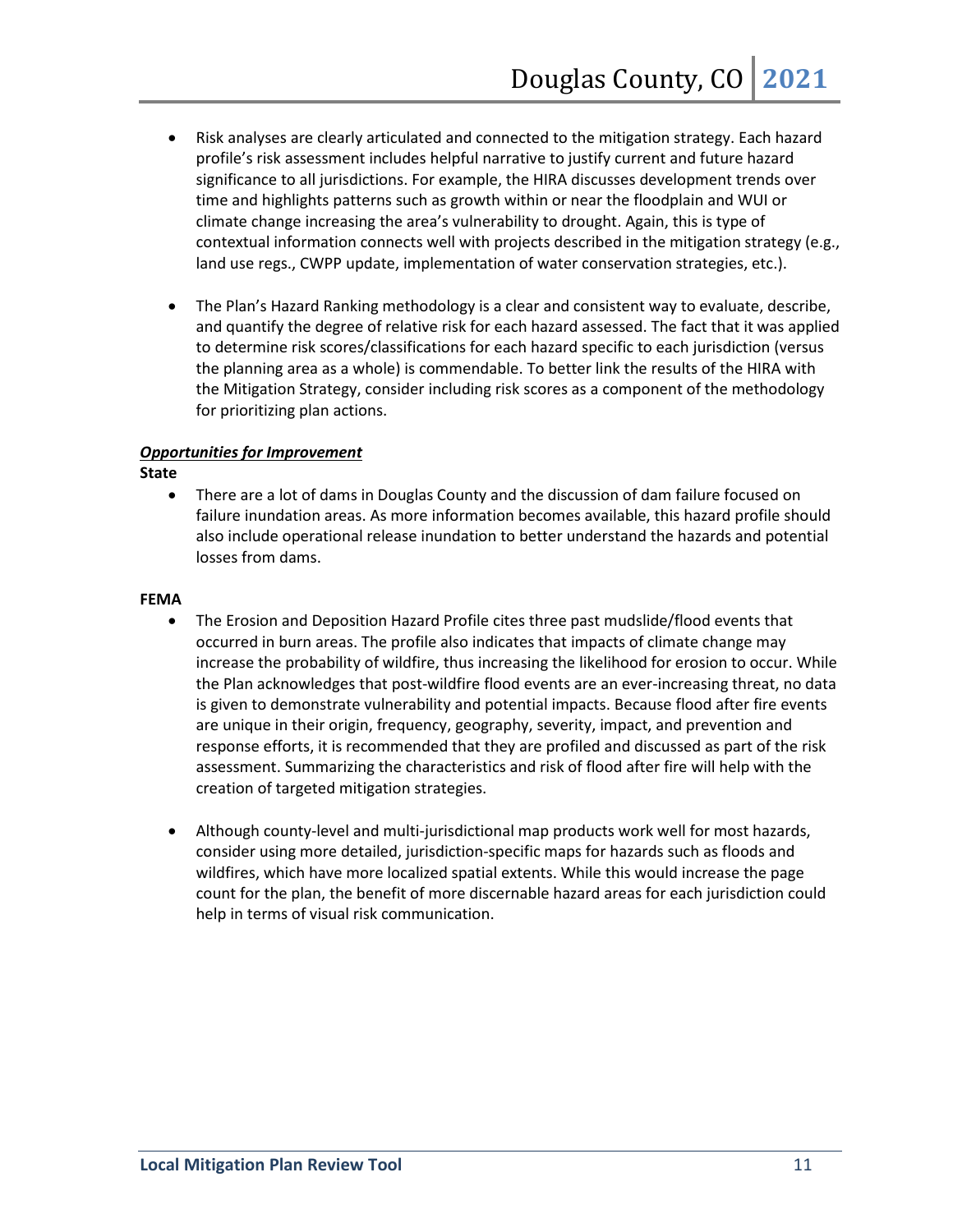- Risk analyses are clearly articulated and connected to the mitigation strategy. Each hazard profile's risk assessment includes helpful narrative to justify current and future hazard significance to all jurisdictions. For example, the HIRA discusses development trends over time and highlights patterns such as growth within or near the floodplain and WUI or climate change increasing the area's vulnerability to drought. Again, this is type of contextual information connects well with projects described in the mitigation strategy (e.g., land use regs., CWPP update, implementation of water conservation strategies, etc.).

- The Plan's Hazard Ranking methodology is a clear and consistent way to evaluate, describe, and quantify the degree of relative risk for each hazard assessed. The fact that it was applied to determine risk scores/classifications for each hazard specific to each jurisdiction (versus the planning area as a whole) is commendable. To better link the results of the HIRA with the Mitigation Strategy, consider including risk scores as a component of the methodology for prioritizing plan actions.

***Opportunities for Improvement***

**State**

- There are a lot of dams in Douglas County and the discussion of dam failure focused on failure inundation areas. As more information becomes available, this hazard profile should also include operational release inundation to better understand the hazards and potential losses from dams.

**FEMA**

- The Erosion and Deposition Hazard Profile cites three past mudslide/flood events that occurred in burn areas. The profile also indicates that impacts of climate change may increase the probability of wildfire, thus increasing the likelihood for erosion to occur. While the Plan acknowledges that post-wildfire flood events are an ever-increasing threat, no data is given to demonstrate vulnerability and potential impacts. Because flood after fire events are unique in their origin, frequency, geography, severity, impact, and prevention and response efforts, it is recommended that they are profiled and discussed as part of the risk assessment. Summarizing the characteristics and risk of flood after fire will help with the creation of targeted mitigation strategies.

- Although county-level and multi-jurisdictional map products work well for most hazards, consider using more detailed, jurisdiction-specific maps for hazards such as floods and wildfires, which have more localized spatial extents. While this would increase the page count for the plan, the benefit of more discernable hazard areas for each jurisdiction could help in terms of visual risk communication.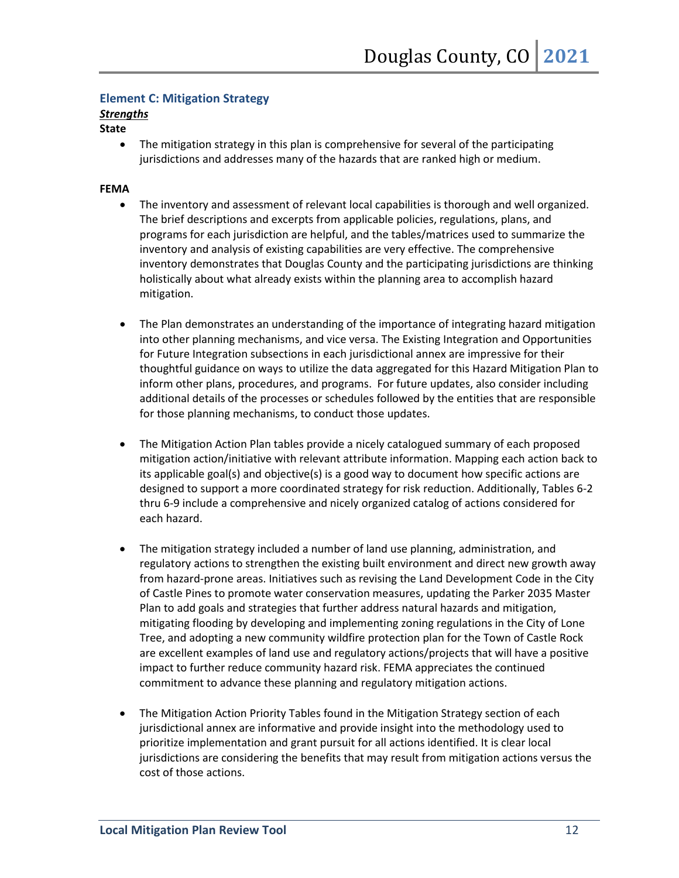### Element C: Mitigation Strategy

***Strengths***

**State**

- The mitigation strategy in this plan is comprehensive for several of the participating jurisdictions and addresses many of the hazards that are ranked high or medium.

**FEMA**

- The inventory and assessment of relevant local capabilities is thorough and well organized. The brief descriptions and excerpts from applicable policies, regulations, plans, and programs for each jurisdiction are helpful, and the tables/matrices used to summarize the inventory and analysis of existing capabilities are very effective. The comprehensive inventory demonstrates that Douglas County and the participating jurisdictions are thinking holistically about what already exists within the planning area to accomplish hazard mitigation.

- The Plan demonstrates an understanding of the importance of integrating hazard mitigation into other planning mechanisms, and vice versa. The Existing Integration and Opportunities for Future Integration subsections in each jurisdictional annex are impressive for their thoughtful guidance on ways to utilize the data aggregated for this Hazard Mitigation Plan to inform other plans, procedures, and programs. For future updates, also consider including additional details of the processes or schedules followed by the entities that are responsible for those planning mechanisms, to conduct those updates.

- The Mitigation Action Plan tables provide a nicely catalogued summary of each proposed mitigation action/initiative with relevant attribute information. Mapping each action back to its applicable goal(s) and objective(s) is a good way to document how specific actions are designed to support a more coordinated strategy for risk reduction. Additionally, Tables 6-2 thru 6-9 include a comprehensive and nicely organized catalog of actions considered for each hazard.

- The mitigation strategy included a number of land use planning, administration, and regulatory actions to strengthen the existing built environment and direct new growth away from hazard-prone areas. Initiatives such as revising the Land Development Code in the City of Castle Pines to promote water conservation measures, updating the Parker 2035 Master Plan to add goals and strategies that further address natural hazards and mitigation, mitigating flooding by developing and implementing zoning regulations in the City of Lone Tree, and adopting a new community wildfire protection plan for the Town of Castle Rock are excellent examples of land use and regulatory actions/projects that will have a positive impact to further reduce community hazard risk. FEMA appreciates the continued commitment to advance these planning and regulatory mitigation actions.

- The Mitigation Action Priority Tables found in the Mitigation Strategy section of each jurisdictional annex are informative and provide insight into the methodology used to prioritize implementation and grant pursuit for all actions identified. It is clear local jurisdictions are considering the benefits that may result from mitigation actions versus the cost of those actions.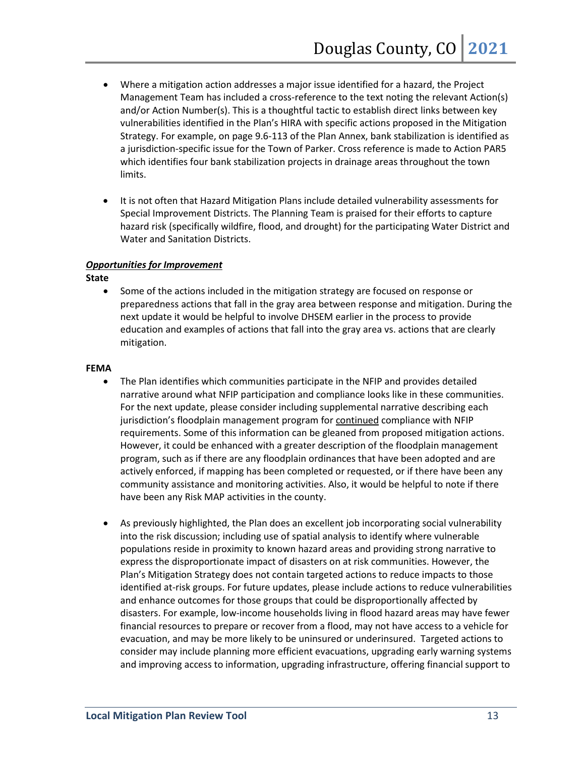- Where a mitigation action addresses a major issue identified for a hazard, the Project Management Team has included a cross-reference to the text noting the relevant Action(s) and/or Action Number(s). This is a thoughtful tactic to establish direct links between key vulnerabilities identified in the Plan's HIRA with specific actions proposed in the Mitigation Strategy. For example, on page 9.6-113 of the Plan Annex, bank stabilization is identified as a jurisdiction-specific issue for the Town of Parker. Cross reference is made to Action PAR5 which identifies four bank stabilization projects in drainage areas throughout the town limits.

- It is not often that Hazard Mitigation Plans include detailed vulnerability assessments for Special Improvement Districts. The Planning Team is praised for their efforts to capture hazard risk (specifically wildfire, flood, and drought) for the participating Water District and Water and Sanitation Districts.

***Opportunities for Improvement***

**State**

- Some of the actions included in the mitigation strategy are focused on response or preparedness actions that fall in the gray area between response and mitigation. During the next update it would be helpful to involve DHSEM earlier in the process to provide education and examples of actions that fall into the gray area vs. actions that are clearly mitigation.

**FEMA**

- The Plan identifies which communities participate in the NFIP and provides detailed narrative around what NFIP participation and compliance looks like in these communities. For the next update, please consider including supplemental narrative describing each jurisdiction's floodplain management program for continued compliance with NFIP requirements. Some of this information can be gleaned from proposed mitigation actions. However, it could be enhanced with a greater description of the floodplain management program, such as if there are any floodplain ordinances that have been adopted and are actively enforced, if mapping has been completed or requested, or if there have been any community assistance and monitoring activities. Also, it would be helpful to note if there have been any Risk MAP activities in the county.

- As previously highlighted, the Plan does an excellent job incorporating social vulnerability into the risk discussion; including use of spatial analysis to identify where vulnerable populations reside in proximity to known hazard areas and providing strong narrative to express the disproportionate impact of disasters on at risk communities. However, the Plan's Mitigation Strategy does not contain targeted actions to reduce impacts to those identified at-risk groups. For future updates, please include actions to reduce vulnerabilities and enhance outcomes for those groups that could be disproportionally affected by disasters. For example, low-income households living in flood hazard areas may have fewer financial resources to prepare or recover from a flood, may not have access to a vehicle for evacuation, and may be more likely to be uninsured or underinsured. Targeted actions to consider may include planning more efficient evacuations, upgrading early warning systems and improving access to information, upgrading infrastructure, offering financial support to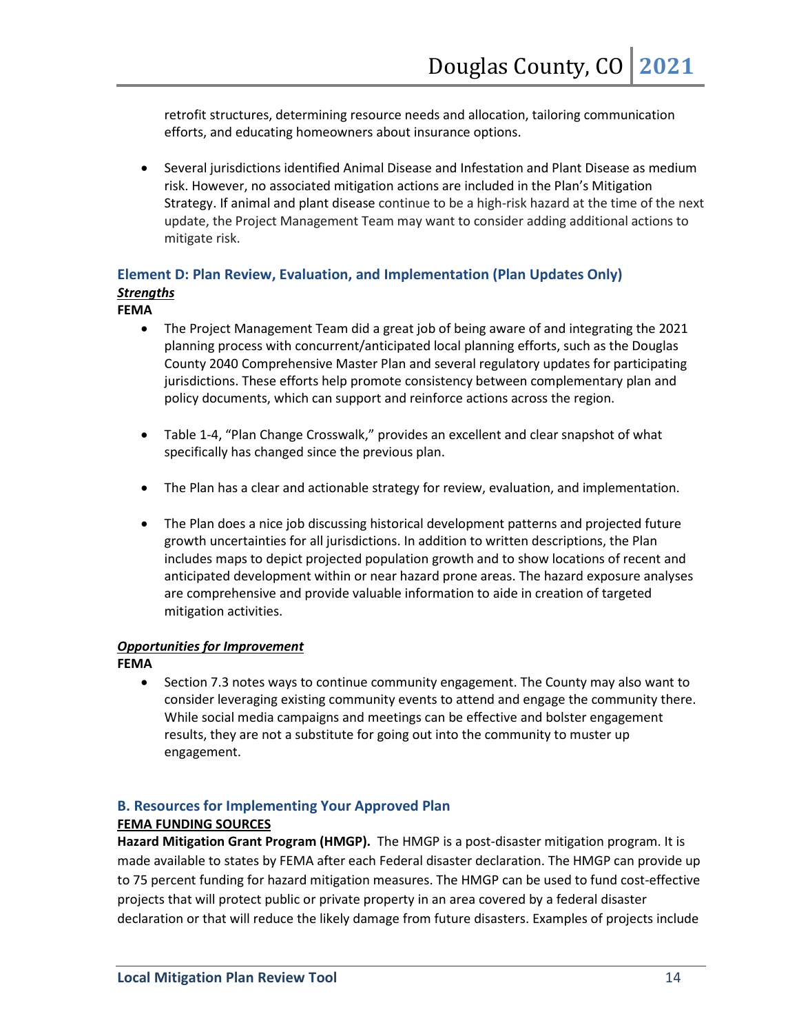retrofit structures, determining resource needs and allocation, tailoring communication efforts, and educating homeowners about insurance options.

- Several jurisdictions identified Animal Disease and Infestation and Plant Disease as medium risk. However, no associated mitigation actions are included in the Plan's Mitigation Strategy. If animal and plant disease continue to be a high-risk hazard at the time of the next update, the Project Management Team may want to consider adding additional actions to mitigate risk.

### Element D: Plan Review, Evaluation, and Implementation (Plan Updates Only)

***Strengths***

**FEMA**

- The Project Management Team did a great job of being aware of and integrating the 2021 planning process with concurrent/anticipated local planning efforts, such as the Douglas County 2040 Comprehensive Master Plan and several regulatory updates for participating jurisdictions. These efforts help promote consistency between complementary plan and policy documents, which can support and reinforce actions across the region.

- Table 1-4, "Plan Change Crosswalk," provides an excellent and clear snapshot of what specifically has changed since the previous plan.

- The Plan has a clear and actionable strategy for review, evaluation, and implementation.

- The Plan does a nice job discussing historical development patterns and projected future growth uncertainties for all jurisdictions. In addition to written descriptions, the Plan includes maps to depict projected population growth and to show locations of recent and anticipated development within or near hazard prone areas. The hazard exposure analyses are comprehensive and provide valuable information to aide in creation of targeted mitigation activities.

***Opportunities for Improvement***

**FEMA**

- Section 7.3 notes ways to continue community engagement. The County may also want to consider leveraging existing community events to attend and engage the community there. While social media campaigns and meetings can be effective and bolster engagement results, they are not a substitute for going out into the community to muster up engagement.

### B. Resources for Implementing Your Approved Plan

**FEMA FUNDING SOURCES**

**Hazard Mitigation Grant Program (HMGP).** The HMGP is a post-disaster mitigation program. It is made available to states by FEMA after each Federal disaster declaration. The HMGP can provide up to 75 percent funding for hazard mitigation measures. The HMGP can be used to fund cost-effective projects that will protect public or private property in an area covered by a federal disaster declaration or that will reduce the likely damage from future disasters. Examples of projects include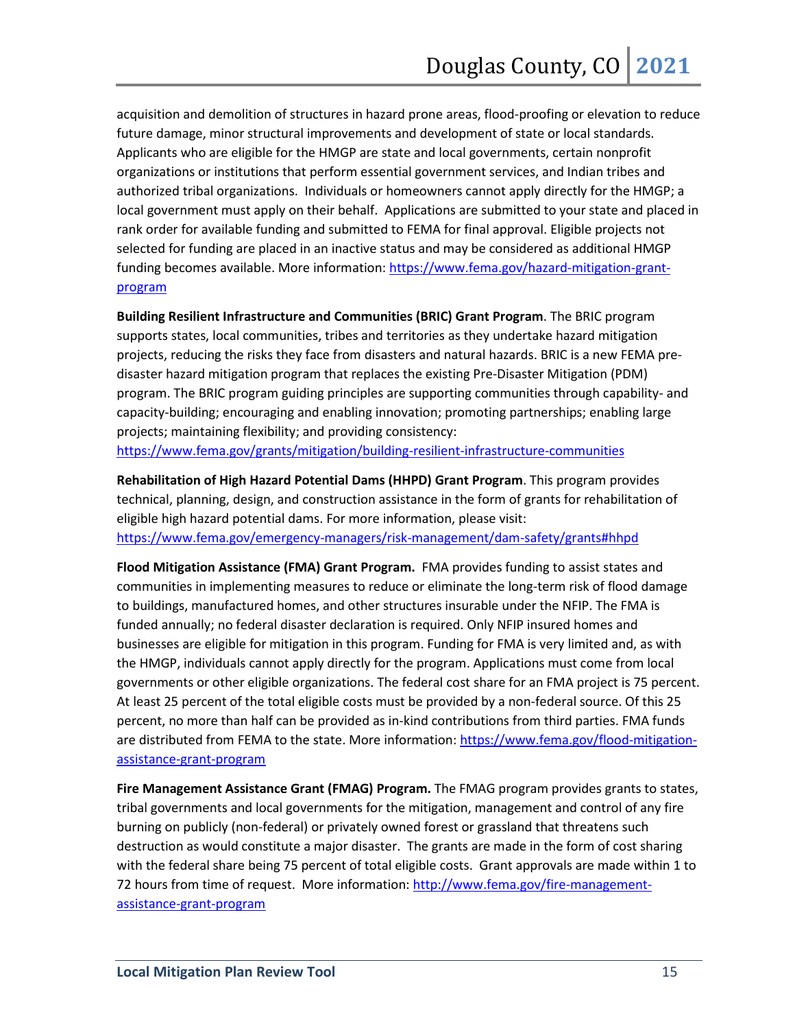acquisition and demolition of structures in hazard prone areas, flood-proofing or elevation to reduce future damage, minor structural improvements and development of state or local standards. Applicants who are eligible for the HMGP are state and local governments, certain nonprofit organizations or institutions that perform essential government services, and Indian tribes and authorized tribal organizations. Individuals or homeowners cannot apply directly for the HMGP; a local government must apply on their behalf. Applications are submitted to your state and placed in rank order for available funding and submitted to FEMA for final approval. Eligible projects not selected for funding are placed in an inactive status and may be considered as additional HMGP funding becomes available. More information: [https://www.fema.gov/hazard-mitigation-grant-program](https://www.fema.gov/hazard-mitigation-grant-program)

**Building Resilient Infrastructure and Communities (BRIC) Grant Program**. The BRIC program supports states, local communities, tribes and territories as they undertake hazard mitigation projects, reducing the risks they face from disasters and natural hazards. BRIC is a new FEMA pre-disaster hazard mitigation program that replaces the existing Pre-Disaster Mitigation (PDM) program. The BRIC program guiding principles are supporting communities through capability- and capacity-building; encouraging and enabling innovation; promoting partnerships; enabling large projects; maintaining flexibility; and providing consistency: [https://www.fema.gov/grants/mitigation/building-resilient-infrastructure-communities](https://www.fema.gov/grants/mitigation/building-resilient-infrastructure-communities)

**Rehabilitation of High Hazard Potential Dams (HHPD) Grant Program**. This program provides technical, planning, design, and construction assistance in the form of grants for rehabilitation of eligible high hazard potential dams. For more information, please visit: [https://www.fema.gov/emergency-managers/risk-management/dam-safety/grants#hhpd](https://www.fema.gov/emergency-managers/risk-management/dam-safety/grants#hhpd)

**Flood Mitigation Assistance (FMA) Grant Program.** FMA provides funding to assist states and communities in implementing measures to reduce or eliminate the long-term risk of flood damage to buildings, manufactured homes, and other structures insurable under the NFIP. The FMA is funded annually; no federal disaster declaration is required. Only NFIP insured homes and businesses are eligible for mitigation in this program. Funding for FMA is very limited and, as with the HMGP, individuals cannot apply directly for the program. Applications must come from local governments or other eligible organizations. The federal cost share for an FMA project is 75 percent. At least 25 percent of the total eligible costs must be provided by a non-federal source. Of this 25 percent, no more than half can be provided as in-kind contributions from third parties. FMA funds are distributed from FEMA to the state. More information: [https://www.fema.gov/flood-mitigation-assistance-grant-program](https://www.fema.gov/flood-mitigation-assistance-grant-program)

**Fire Management Assistance Grant (FMAG) Program.** The FMAG program provides grants to states, tribal governments and local governments for the mitigation, management and control of any fire burning on publicly (non-federal) or privately owned forest or grassland that threatens such destruction as would constitute a major disaster. The grants are made in the form of cost sharing with the federal share being 75 percent of total eligible costs. Grant approvals are made within 1 to 72 hours from time of request. More information: [http://www.fema.gov/fire-management-assistance-grant-program](http://www.fema.gov/fire-management-assistance-grant-program)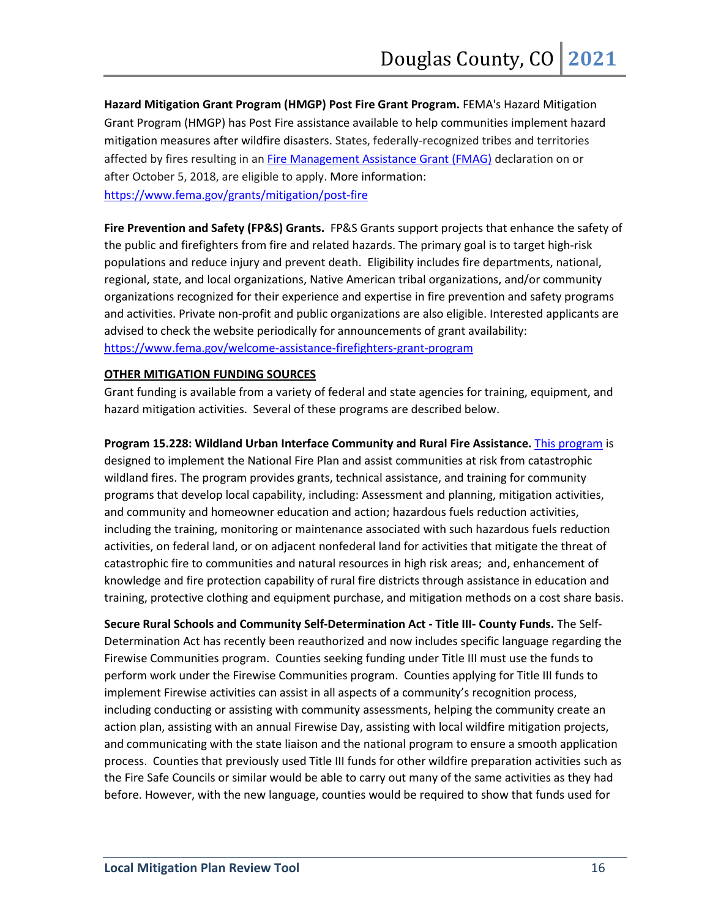**Hazard Mitigation Grant Program (HMGP) Post Fire Grant Program.** FEMA's Hazard Mitigation Grant Program (HMGP) has Post Fire assistance available to help communities implement hazard mitigation measures after wildfire disasters. States, federally-recognized tribes and territories affected by fires resulting in an [Fire Management Assistance Grant (FMAG)]() declaration on or after October 5, 2018, are eligible to apply. More information: https://www.fema.gov/grants/mitigation/post-fire

**Fire Prevention and Safety (FP&S) Grants.** FP&S Grants support projects that enhance the safety of the public and firefighters from fire and related hazards. The primary goal is to target high-risk populations and reduce injury and prevent death. Eligibility includes fire departments, national, regional, state, and local organizations, Native American tribal organizations, and/or community organizations recognized for their experience and expertise in fire prevention and safety programs and activities. Private non-profit and public organizations are also eligible. Interested applicants are advised to check the website periodically for announcements of grant availability: https://www.fema.gov/welcome-assistance-firefighters-grant-program

**OTHER MITIGATION FUNDING SOURCES**

Grant funding is available from a variety of federal and state agencies for training, equipment, and hazard mitigation activities. Several of these programs are described below.

**Program 15.228: Wildland Urban Interface Community and Rural Fire Assistance.** This program is designed to implement the National Fire Plan and assist communities at risk from catastrophic wildland fires. The program provides grants, technical assistance, and training for community programs that develop local capability, including: Assessment and planning, mitigation activities, and community and homeowner education and action; hazardous fuels reduction activities, including the training, monitoring or maintenance associated with such hazardous fuels reduction activities, on federal land, or on adjacent nonfederal land for activities that mitigate the threat of catastrophic fire to communities and natural resources in high risk areas; and, enhancement of knowledge and fire protection capability of rural fire districts through assistance in education and training, protective clothing and equipment purchase, and mitigation methods on a cost share basis.

**Secure Rural Schools and Community Self-Determination Act - Title III- County Funds.** The Self-Determination Act has recently been reauthorized and now includes specific language regarding the Firewise Communities program. Counties seeking funding under Title III must use the funds to perform work under the Firewise Communities program. Counties applying for Title III funds to implement Firewise activities can assist in all aspects of a community's recognition process, including conducting or assisting with community assessments, helping the community create an action plan, assisting with an annual Firewise Day, assisting with local wildfire mitigation projects, and communicating with the state liaison and the national program to ensure a smooth application process. Counties that previously used Title III funds for other wildfire preparation activities such as the Fire Safe Councils or similar would be able to carry out many of the same activities as they had before. However, with the new language, counties would be required to show that funds used for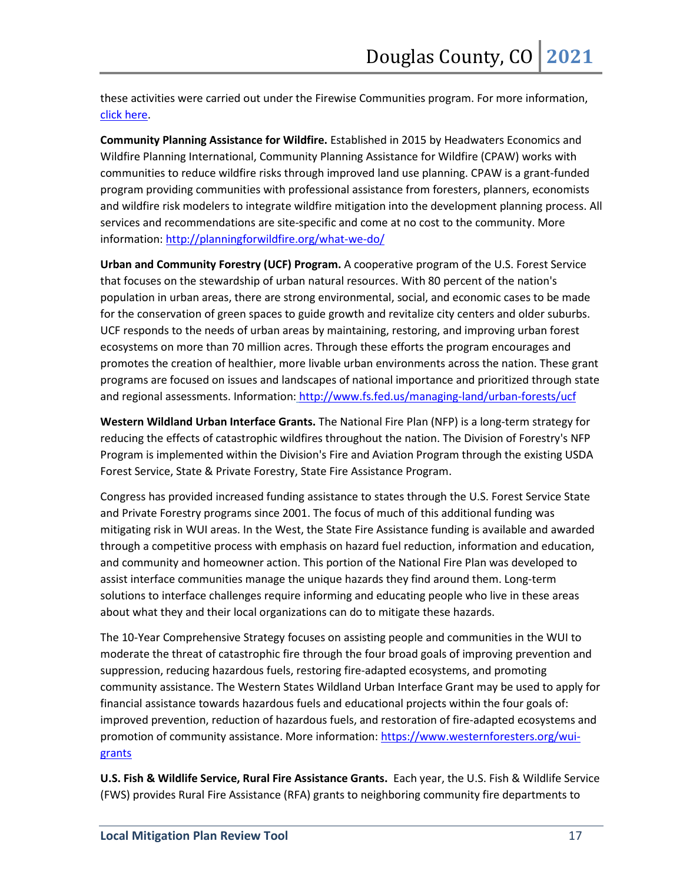these activities were carried out under the Firewise Communities program. For more information, click here.

**Community Planning Assistance for Wildfire.** Established in 2015 by Headwaters Economics and Wildfire Planning International, Community Planning Assistance for Wildfire (CPAW) works with communities to reduce wildfire risks through improved land use planning. CPAW is a grant-funded program providing communities with professional assistance from foresters, planners, economists and wildfire risk modelers to integrate wildfire mitigation into the development planning process. All services and recommendations are site-specific and come at no cost to the community. More information: http://planningforwildfire.org/what-we-do/

**Urban and Community Forestry (UCF) Program.** A cooperative program of the U.S. Forest Service that focuses on the stewardship of urban natural resources. With 80 percent of the nation's population in urban areas, there are strong environmental, social, and economic cases to be made for the conservation of green spaces to guide growth and revitalize city centers and older suburbs. UCF responds to the needs of urban areas by maintaining, restoring, and improving urban forest ecosystems on more than 70 million acres. Through these efforts the program encourages and promotes the creation of healthier, more livable urban environments across the nation. These grant programs are focused on issues and landscapes of national importance and prioritized through state and regional assessments. Information: http://www.fs.fed.us/managing-land/urban-forests/ucf

**Western Wildland Urban Interface Grants.** The National Fire Plan (NFP) is a long-term strategy for reducing the effects of catastrophic wildfires throughout the nation. The Division of Forestry's NFP Program is implemented within the Division's Fire and Aviation Program through the existing USDA Forest Service, State & Private Forestry, State Fire Assistance Program.

Congress has provided increased funding assistance to states through the U.S. Forest Service State and Private Forestry programs since 2001. The focus of much of this additional funding was mitigating risk in WUI areas. In the West, the State Fire Assistance funding is available and awarded through a competitive process with emphasis on hazard fuel reduction, information and education, and community and homeowner action. This portion of the National Fire Plan was developed to assist interface communities manage the unique hazards they find around them. Long-term solutions to interface challenges require informing and educating people who live in these areas about what they and their local organizations can do to mitigate these hazards.

The 10-Year Comprehensive Strategy focuses on assisting people and communities in the WUI to moderate the threat of catastrophic fire through the four broad goals of improving prevention and suppression, reducing hazardous fuels, restoring fire-adapted ecosystems, and promoting community assistance. The Western States Wildland Urban Interface Grant may be used to apply for financial assistance towards hazardous fuels and educational projects within the four goals of: improved prevention, reduction of hazardous fuels, and restoration of fire-adapted ecosystems and promotion of community assistance. More information: https://www.westernforesters.org/wui-grants

**U.S. Fish & Wildlife Service, Rural Fire Assistance Grants.** Each year, the U.S. Fish & Wildlife Service (FWS) provides Rural Fire Assistance (RFA) grants to neighboring community fire departments to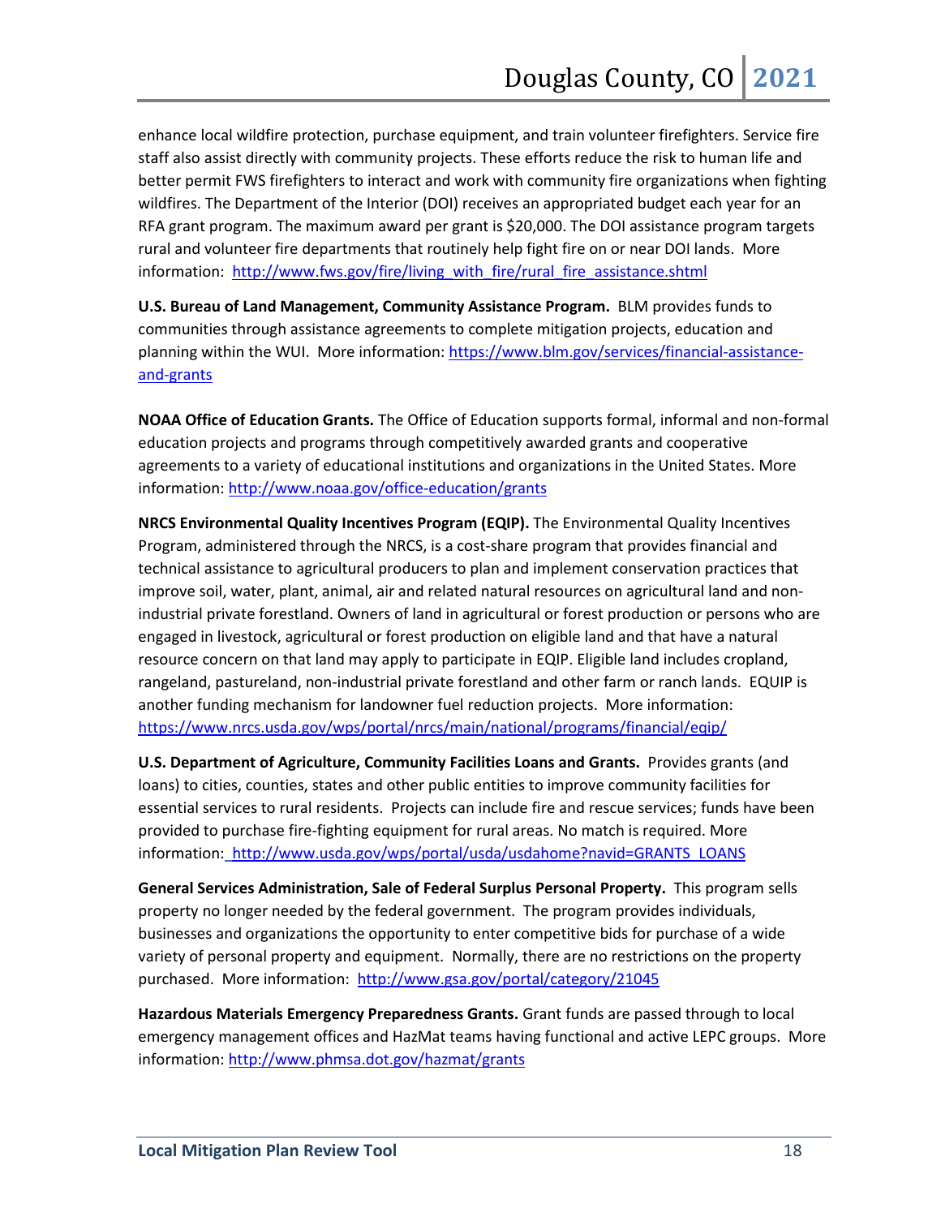enhance local wildfire protection, purchase equipment, and train volunteer firefighters. Service fire staff also assist directly with community projects. These efforts reduce the risk to human life and better permit FWS firefighters to interact and work with community fire organizations when fighting wildfires. The Department of the Interior (DOI) receives an appropriated budget each year for an RFA grant program. The maximum award per grant is $20,000. The DOI assistance program targets rural and volunteer fire departments that routinely help fight fire on or near DOI lands. More information: http://www.fws.gov/fire/living_with_fire/rural_fire_assistance.shtml

**U.S. Bureau of Land Management, Community Assistance Program.** BLM provides funds to communities through assistance agreements to complete mitigation projects, education and planning within the WUI. More information: https://www.blm.gov/services/financial-assistance-and-grants

**NOAA Office of Education Grants.** The Office of Education supports formal, informal and non-formal education projects and programs through competitively awarded grants and cooperative agreements to a variety of educational institutions and organizations in the United States. More information: http://www.noaa.gov/office-education/grants

**NRCS Environmental Quality Incentives Program (EQIP).** The Environmental Quality Incentives Program, administered through the NRCS, is a cost-share program that provides financial and technical assistance to agricultural producers to plan and implement conservation practices that improve soil, water, plant, animal, air and related natural resources on agricultural land and non-industrial private forestland. Owners of land in agricultural or forest production or persons who are engaged in livestock, agricultural or forest production on eligible land and that have a natural resource concern on that land may apply to participate in EQIP. Eligible land includes cropland, rangeland, pastureland, non-industrial private forestland and other farm or ranch lands. EQUIP is another funding mechanism for landowner fuel reduction projects. More information: https://www.nrcs.usda.gov/wps/portal/nrcs/main/national/programs/financial/eqip/

**U.S. Department of Agriculture, Community Facilities Loans and Grants.** Provides grants (and loans) to cities, counties, states and other public entities to improve community facilities for essential services to rural residents. Projects can include fire and rescue services; funds have been provided to purchase fire-fighting equipment for rural areas. No match is required. More information: http://www.usda.gov/wps/portal/usda/usdahome?navid=GRANTS_LOANS

**General Services Administration, Sale of Federal Surplus Personal Property.** This program sells property no longer needed by the federal government. The program provides individuals, businesses and organizations the opportunity to enter competitive bids for purchase of a wide variety of personal property and equipment. Normally, there are no restrictions on the property purchased. More information: http://www.gsa.gov/portal/category/21045

**Hazardous Materials Emergency Preparedness Grants.** Grant funds are passed through to local emergency management offices and HazMat teams having functional and active LEPC groups. More information: http://www.phmsa.dot.gov/hazmat/grants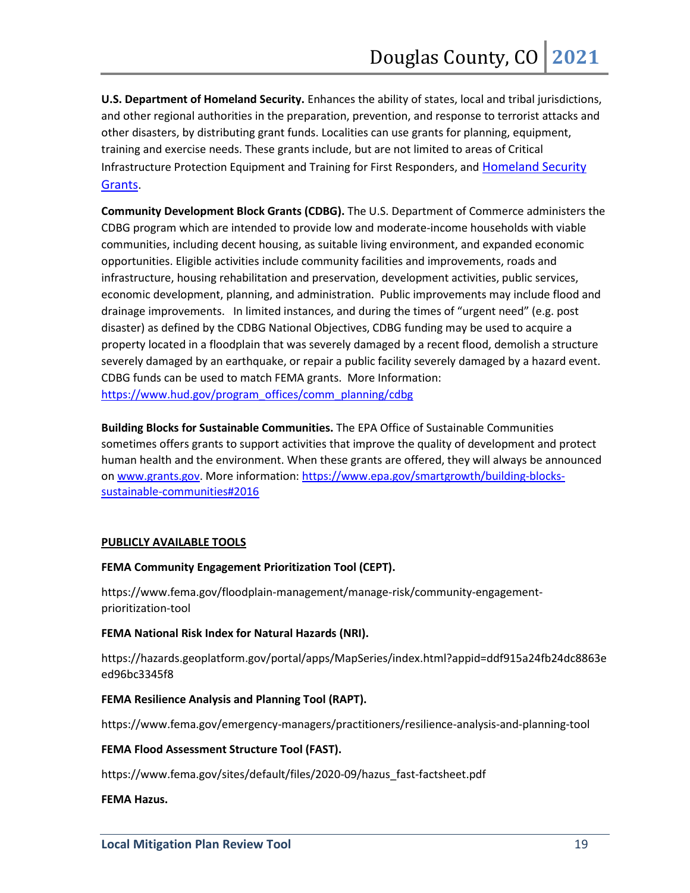**U.S. Department of Homeland Security.** Enhances the ability of states, local and tribal jurisdictions, and other regional authorities in the preparation, prevention, and response to terrorist attacks and other disasters, by distributing grant funds. Localities can use grants for planning, equipment, training and exercise needs. These grants include, but are not limited to areas of Critical Infrastructure Protection Equipment and Training for First Responders, and [Homeland Security Grants](#).

**Community Development Block Grants (CDBG).** The U.S. Department of Commerce administers the CDBG program which are intended to provide low and moderate-income households with viable communities, including decent housing, as suitable living environment, and expanded economic opportunities. Eligible activities include community facilities and improvements, roads and infrastructure, housing rehabilitation and preservation, development activities, public services, economic development, planning, and administration. Public improvements may include flood and drainage improvements. In limited instances, and during the times of "urgent need" (e.g. post disaster) as defined by the CDBG National Objectives, CDBG funding may be used to acquire a property located in a floodplain that was severely damaged by a recent flood, demolish a structure severely damaged by an earthquake, or repair a public facility severely damaged by a hazard event. CDBG funds can be used to match FEMA grants. More Information: https://www.hud.gov/program_offices/comm_planning/cdbg

**Building Blocks for Sustainable Communities.** The EPA Office of Sustainable Communities sometimes offers grants to support activities that improve the quality of development and protect human health and the environment. When these grants are offered, they will always be announced on www.grants.gov. More information: https://www.epa.gov/smartgrowth/building-blocks-sustainable-communities#2016

**PUBLICLY AVAILABLE TOOLS**

**FEMA Community Engagement Prioritization Tool (CEPT).**

https://www.fema.gov/floodplain-management/manage-risk/community-engagement-prioritization-tool

**FEMA National Risk Index for Natural Hazards (NRI).**

https://hazards.geoplatform.gov/portal/apps/MapSeries/index.html?appid=ddf915a24fb24dc8863eed96bc3345f8

**FEMA Resilience Analysis and Planning Tool (RAPT).**

https://www.fema.gov/emergency-managers/practitioners/resilience-analysis-and-planning-tool

**FEMA Flood Assessment Structure Tool (FAST).**

https://www.fema.gov/sites/default/files/2020-09/hazus_fast-factsheet.pdf

**FEMA Hazus.**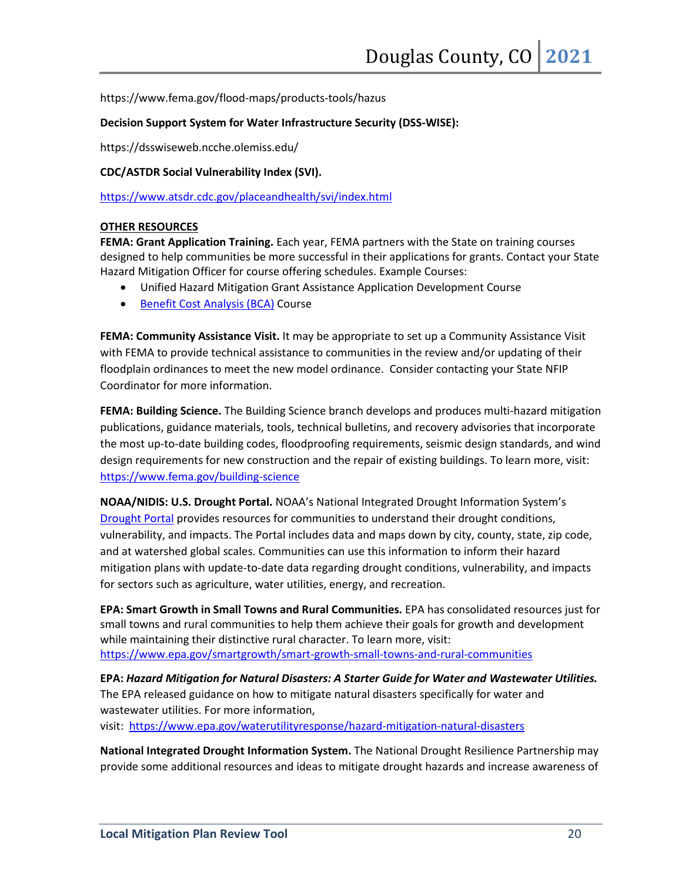https://www.fema.gov/flood-maps/products-tools/hazus

**Decision Support System for Water Infrastructure Security (DSS-WISE):**

https://dsswiseweb.ncche.olemiss.edu/

**CDC/ASTDR Social Vulnerability Index (SVI).**

https://www.atsdr.cdc.gov/placeandhealth/svi/index.html

**OTHER RESOURCES**

**FEMA: Grant Application Training.** Each year, FEMA partners with the State on training courses designed to help communities be more successful in their applications for grants. Contact your State Hazard Mitigation Officer for course offering schedules. Example Courses:

- Unified Hazard Mitigation Grant Assistance Application Development Course
- Benefit Cost Analysis (BCA) Course

**FEMA: Community Assistance Visit.** It may be appropriate to set up a Community Assistance Visit with FEMA to provide technical assistance to communities in the review and/or updating of their floodplain ordinances to meet the new model ordinance. Consider contacting your State NFIP Coordinator for more information.

**FEMA: Building Science.** The Building Science branch develops and produces multi-hazard mitigation publications, guidance materials, tools, technical bulletins, and recovery advisories that incorporate the most up-to-date building codes, floodproofing requirements, seismic design standards, and wind design requirements for new construction and the repair of existing buildings. To learn more, visit: https://www.fema.gov/building-science

**NOAA/NIDIS: U.S. Drought Portal.** NOAA's National Integrated Drought Information System's Drought Portal provides resources for communities to understand their drought conditions, vulnerability, and impacts. The Portal includes data and maps down by city, county, state, zip code, and at watershed global scales. Communities can use this information to inform their hazard mitigation plans with update-to-date data regarding drought conditions, vulnerability, and impacts for sectors such as agriculture, water utilities, energy, and recreation.

**EPA: Smart Growth in Small Towns and Rural Communities.** EPA has consolidated resources just for small towns and rural communities to help them achieve their goals for growth and development while maintaining their distinctive rural character. To learn more, visit: https://www.epa.gov/smartgrowth/smart-growth-small-towns-and-rural-communities

**EPA: *Hazard Mitigation for Natural Disasters: A Starter Guide for Water and Wastewater Utilities.*** The EPA released guidance on how to mitigate natural disasters specifically for water and wastewater utilities. For more information, visit: https://www.epa.gov/waterutilityresponse/hazard-mitigation-natural-disasters

**National Integrated Drought Information System.** The National Drought Resilience Partnership may provide some additional resources and ideas to mitigate drought hazards and increase awareness of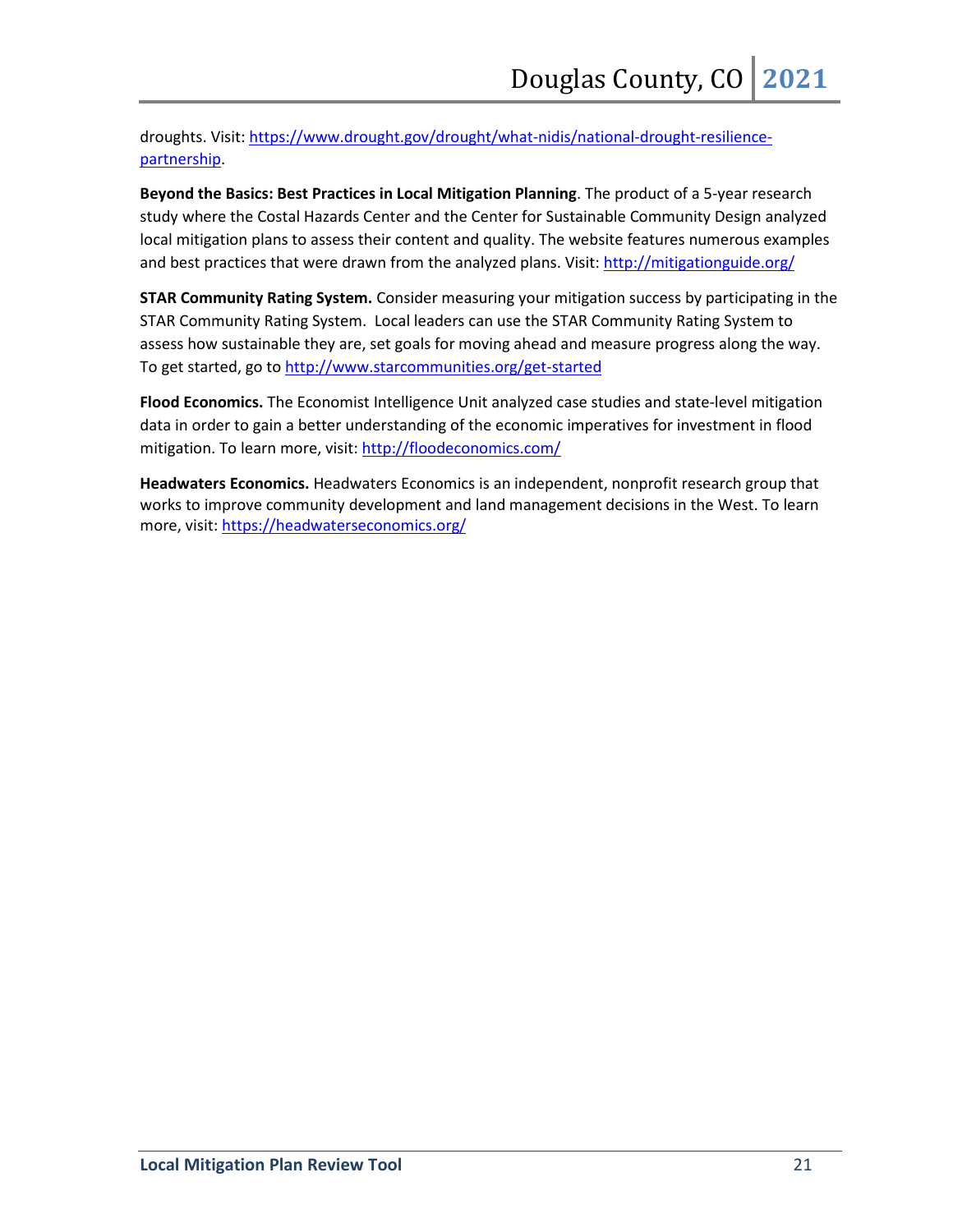droughts. Visit: https://www.drought.gov/drought/what-nidis/national-drought-resilience-partnership.

**Beyond the Basics: Best Practices in Local Mitigation Planning**. The product of a 5-year research study where the Costal Hazards Center and the Center for Sustainable Community Design analyzed local mitigation plans to assess their content and quality. The website features numerous examples and best practices that were drawn from the analyzed plans. Visit: http://mitigationguide.org/

**STAR Community Rating System.** Consider measuring your mitigation success by participating in the STAR Community Rating System. Local leaders can use the STAR Community Rating System to assess how sustainable they are, set goals for moving ahead and measure progress along the way. To get started, go to http://www.starcommunities.org/get-started

**Flood Economics.** The Economist Intelligence Unit analyzed case studies and state-level mitigation data in order to gain a better understanding of the economic imperatives for investment in flood mitigation. To learn more, visit: http://floodeconomics.com/

**Headwaters Economics.** Headwaters Economics is an independent, nonprofit research group that works to improve community development and land management decisions in the West. To learn more, visit: https://headwaterseconomics.org/